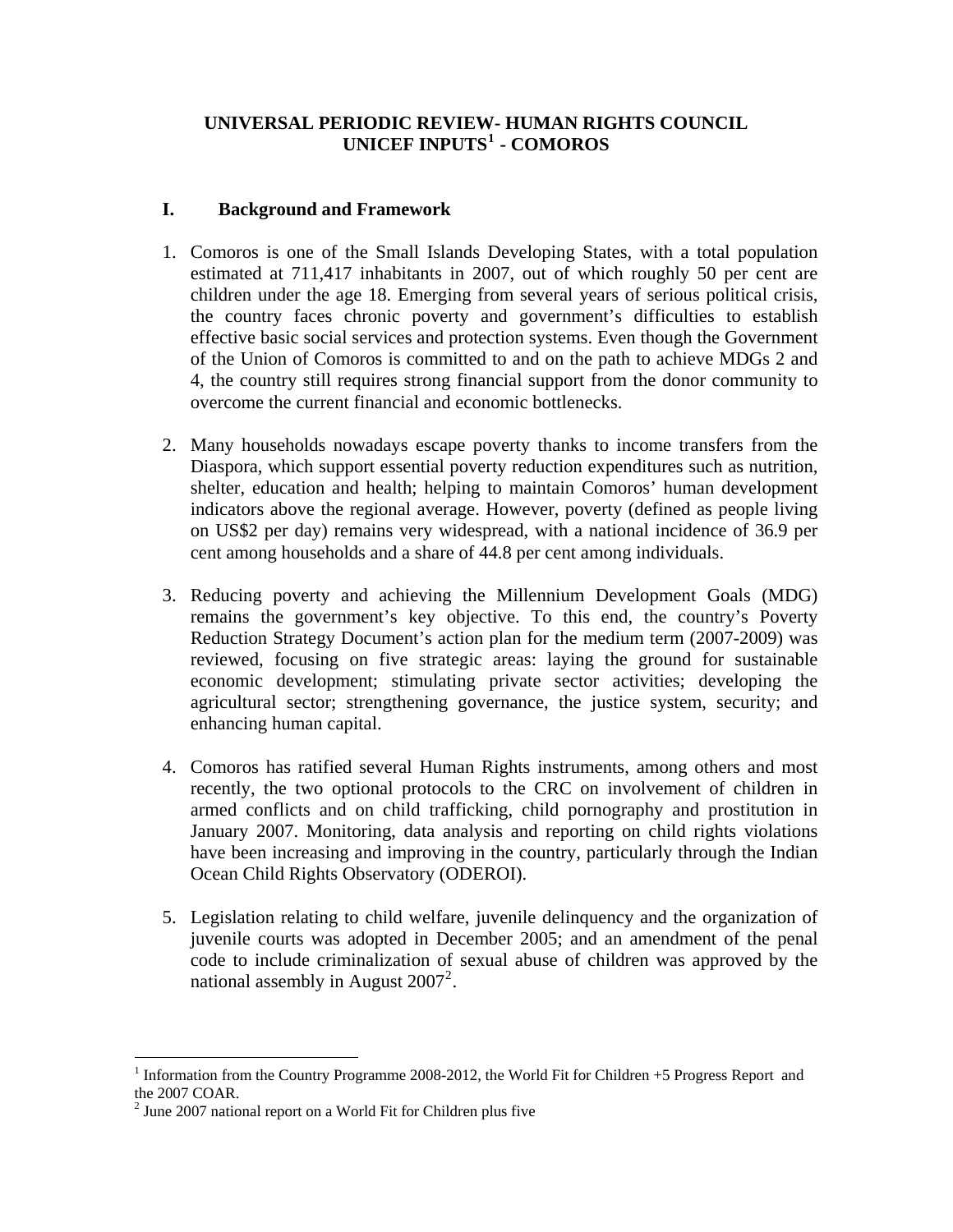# UNIVERSAL PERIODIC REVIEW- HUMAN RIGHTS COUNCIL UNICEF INPUTS[1] - COMOROS

## I. Background and Framework

1. Comoros is one of the Small Islands Developing States, with a total population estimated at 711,417 inhabitants in 2007, out of which roughly 50 per cent are children under the age 18. Emerging from several years of serious political crisis, the country faces chronic poverty and government's difficulties to establish effective basic social services and protection systems. Even though the Government of the Union of Comoros is committed to and on the path to achieve MDGs 2 and 4, the country still requires strong financial support from the donor community to overcome the current financial and economic bottlenecks.

2. Many households nowadays escape poverty thanks to income transfers from the Diaspora, which support essential poverty reduction expenditures such as nutrition, shelter, education and health; helping to maintain Comoros' human development indicators above the regional average. However, poverty (defined as people living on US$2 per day) remains very widespread, with a national incidence of 36.9 per cent among households and a share of 44.8 per cent among individuals.

3. Reducing poverty and achieving the Millennium Development Goals (MDG) remains the government's key objective. To this end, the country's Poverty Reduction Strategy Document's action plan for the medium term (2007-2009) was reviewed, focusing on five strategic areas: laying the ground for sustainable economic development; stimulating private sector activities; developing the agricultural sector; strengthening governance, the justice system, security; and enhancing human capital.

4. Comoros has ratified several Human Rights instruments, among others and most recently, the two optional protocols to the CRC on involvement of children in armed conflicts and on child trafficking, child pornography and prostitution in January 2007. Monitoring, data analysis and reporting on child rights violations have been increasing and improving in the country, particularly through the Indian Ocean Child Rights Observatory (ODEROI).

5. Legislation relating to child welfare, juvenile delinquency and the organization of juvenile courts was adopted in December 2005; and an amendment of the penal code to include criminalization of sexual abuse of children was approved by the national assembly in August 2007[2].

---

[1] Information from the Country Programme 2008-2012, the World Fit for Children +5 Progress Report and the 2007 COAR.

[2] June 2007 national report on a World Fit for Children plus five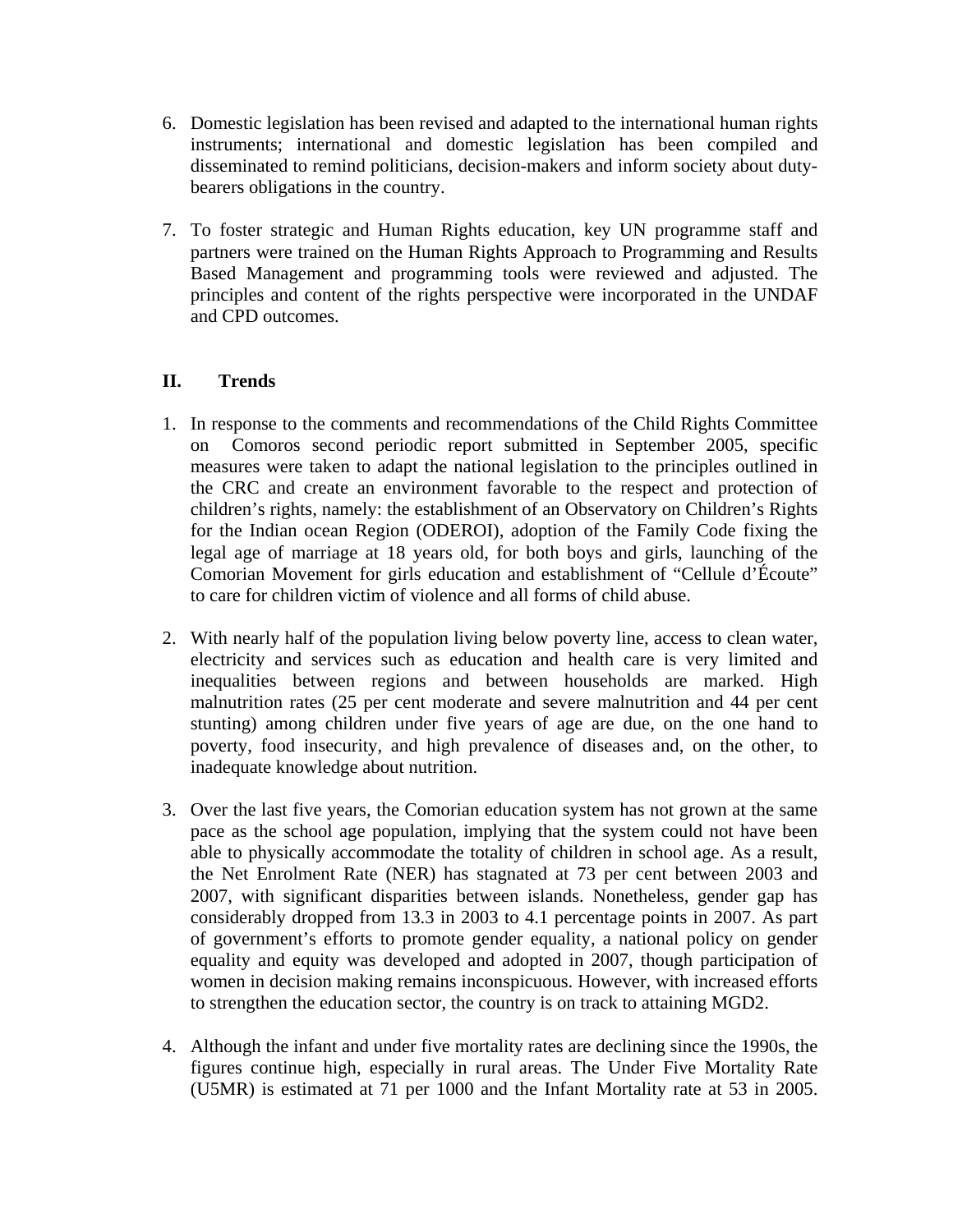6. Domestic legislation has been revised and adapted to the international human rights instruments; international and domestic legislation has been compiled and disseminated to remind politicians, decision-makers and inform society about duty-bearers obligations in the country.

7. To foster strategic and Human Rights education, key UN programme staff and partners were trained on the Human Rights Approach to Programming and Results Based Management and programming tools were reviewed and adjusted. The principles and content of the rights perspective were incorporated in the UNDAF and CPD outcomes.

## II. Trends

1. In response to the comments and recommendations of the Child Rights Committee on Comoros second periodic report submitted in September 2005, specific measures were taken to adapt the national legislation to the principles outlined in the CRC and create an environment favorable to the respect and protection of children's rights, namely: the establishment of an Observatory on Children's Rights for the Indian ocean Region (ODEROI), adoption of the Family Code fixing the legal age of marriage at 18 years old, for both boys and girls, launching of the Comorian Movement for girls education and establishment of "Cellule d'Écoute" to care for children victim of violence and all forms of child abuse.

2. With nearly half of the population living below poverty line, access to clean water, electricity and services such as education and health care is very limited and inequalities between regions and between households are marked. High malnutrition rates (25 per cent moderate and severe malnutrition and 44 per cent stunting) among children under five years of age are due, on the one hand to poverty, food insecurity, and high prevalence of diseases and, on the other, to inadequate knowledge about nutrition.

3. Over the last five years, the Comorian education system has not grown at the same pace as the school age population, implying that the system could not have been able to physically accommodate the totality of children in school age. As a result, the Net Enrolment Rate (NER) has stagnated at 73 per cent between 2003 and 2007, with significant disparities between islands. Nonetheless, gender gap has considerably dropped from 13.3 in 2003 to 4.1 percentage points in 2007. As part of government's efforts to promote gender equality, a national policy on gender equality and equity was developed and adopted in 2007, though participation of women in decision making remains inconspicuous. However, with increased efforts to strengthen the education sector, the country is on track to attaining MGD2.

4. Although the infant and under five mortality rates are declining since the 1990s, the figures continue high, especially in rural areas. The Under Five Mortality Rate (U5MR) is estimated at 71 per 1000 and the Infant Mortality rate at 53 in 2005.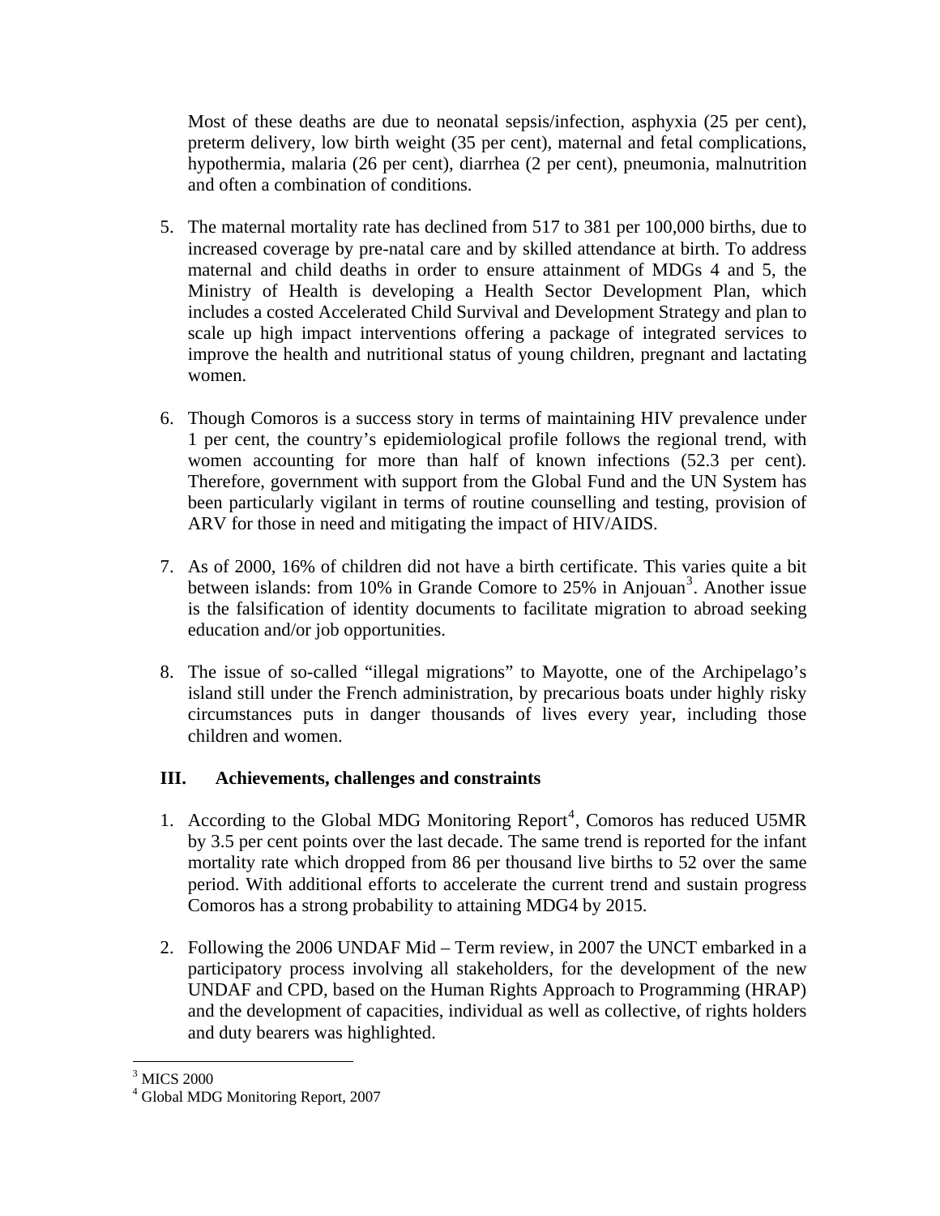Most of these deaths are due to neonatal sepsis/infection, asphyxia (25 per cent), preterm delivery, low birth weight (35 per cent), maternal and fetal complications, hypothermia, malaria (26 per cent), diarrhea (2 per cent), pneumonia, malnutrition and often a combination of conditions.

5. The maternal mortality rate has declined from 517 to 381 per 100,000 births, due to increased coverage by pre-natal care and by skilled attendance at birth. To address maternal and child deaths in order to ensure attainment of MDGs 4 and 5, the Ministry of Health is developing a Health Sector Development Plan, which includes a costed Accelerated Child Survival and Development Strategy and plan to scale up high impact interventions offering a package of integrated services to improve the health and nutritional status of young children, pregnant and lactating women.

6. Though Comoros is a success story in terms of maintaining HIV prevalence under 1 per cent, the country's epidemiological profile follows the regional trend, with women accounting for more than half of known infections (52.3 per cent). Therefore, government with support from the Global Fund and the UN System has been particularly vigilant in terms of routine counselling and testing, provision of ARV for those in need and mitigating the impact of HIV/AIDS.

7. As of 2000, 16% of children did not have a birth certificate. This varies quite a bit between islands: from 10% in Grande Comore to 25% in Anjouan[3]. Another issue is the falsification of identity documents to facilitate migration to abroad seeking education and/or job opportunities.

8. The issue of so-called "illegal migrations" to Mayotte, one of the Archipelago's island still under the French administration, by precarious boats under highly risky circumstances puts in danger thousands of lives every year, including those children and women.

## III. Achievements, challenges and constraints

1. According to the Global MDG Monitoring Report[4], Comoros has reduced U5MR by 3.5 per cent points over the last decade. The same trend is reported for the infant mortality rate which dropped from 86 per thousand live births to 52 over the same period. With additional efforts to accelerate the current trend and sustain progress Comoros has a strong probability to attaining MDG4 by 2015.

2. Following the 2006 UNDAF Mid – Term review, in 2007 the UNCT embarked in a participatory process involving all stakeholders, for the development of the new UNDAF and CPD, based on the Human Rights Approach to Programming (HRAP) and the development of capacities, individual as well as collective, of rights holders and duty bearers was highlighted.

---

[3] MICS 2000

[4] Global MDG Monitoring Report, 2007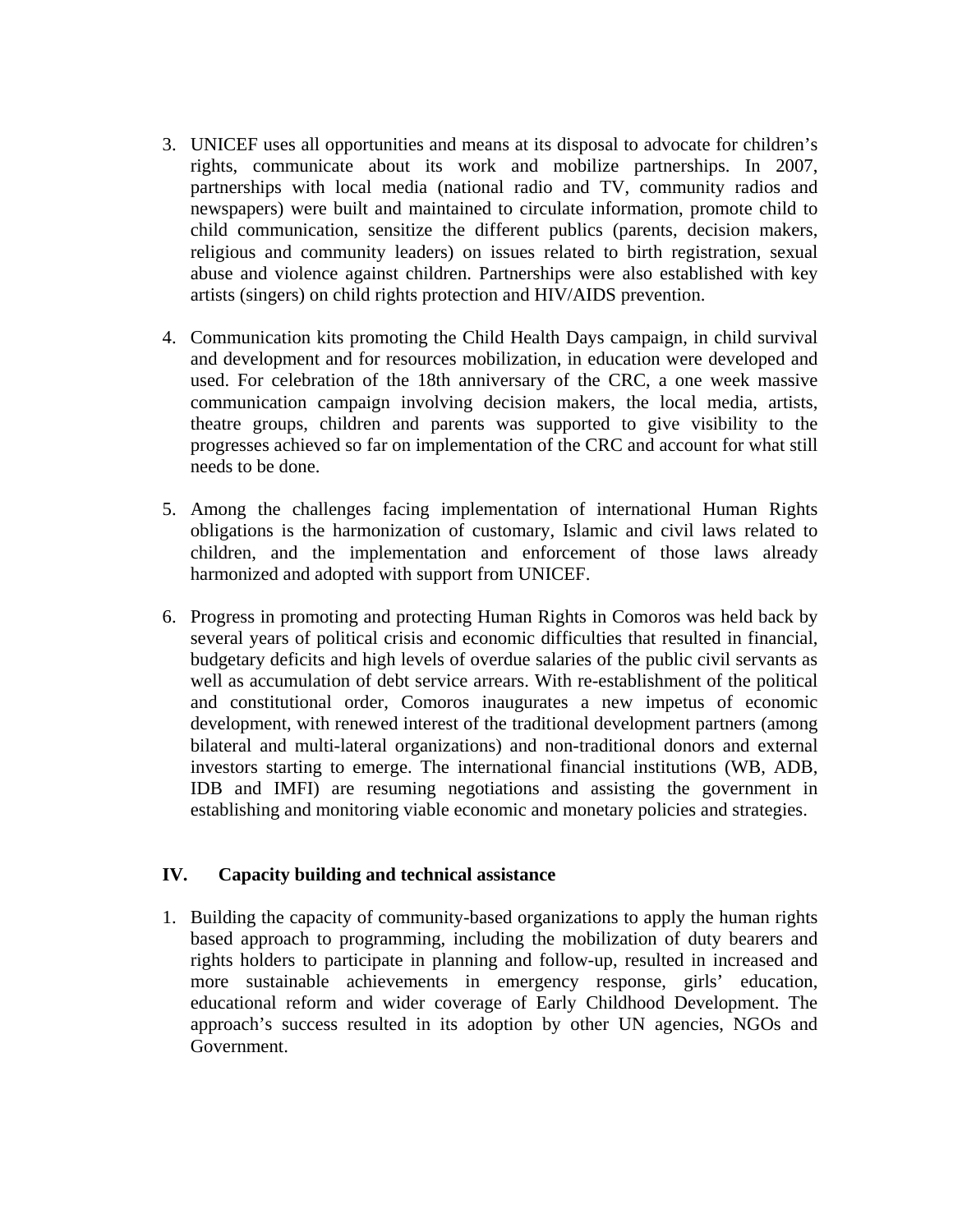3. UNICEF uses all opportunities and means at its disposal to advocate for children's rights, communicate about its work and mobilize partnerships. In 2007, partnerships with local media (national radio and TV, community radios and newspapers) were built and maintained to circulate information, promote child to child communication, sensitize the different publics (parents, decision makers, religious and community leaders) on issues related to birth registration, sexual abuse and violence against children. Partnerships were also established with key artists (singers) on child rights protection and HIV/AIDS prevention.

4. Communication kits promoting the Child Health Days campaign, in child survival and development and for resources mobilization, in education were developed and used. For celebration of the 18th anniversary of the CRC, a one week massive communication campaign involving decision makers, the local media, artists, theatre groups, children and parents was supported to give visibility to the progresses achieved so far on implementation of the CRC and account for what still needs to be done.

5. Among the challenges facing implementation of international Human Rights obligations is the harmonization of customary, Islamic and civil laws related to children, and the implementation and enforcement of those laws already harmonized and adopted with support from UNICEF.

6. Progress in promoting and protecting Human Rights in Comoros was held back by several years of political crisis and economic difficulties that resulted in financial, budgetary deficits and high levels of overdue salaries of the public civil servants as well as accumulation of debt service arrears. With re-establishment of the political and constitutional order, Comoros inaugurates a new impetus of economic development, with renewed interest of the traditional development partners (among bilateral and multi-lateral organizations) and non-traditional donors and external investors starting to emerge. The international financial institutions (WB, ADB, IDB and IMFI) are resuming negotiations and assisting the government in establishing and monitoring viable economic and monetary policies and strategies.

## IV. Capacity building and technical assistance

1. Building the capacity of community-based organizations to apply the human rights based approach to programming, including the mobilization of duty bearers and rights holders to participate in planning and follow-up, resulted in increased and more sustainable achievements in emergency response, girls' education, educational reform and wider coverage of Early Childhood Development. The approach's success resulted in its adoption by other UN agencies, NGOs and Government.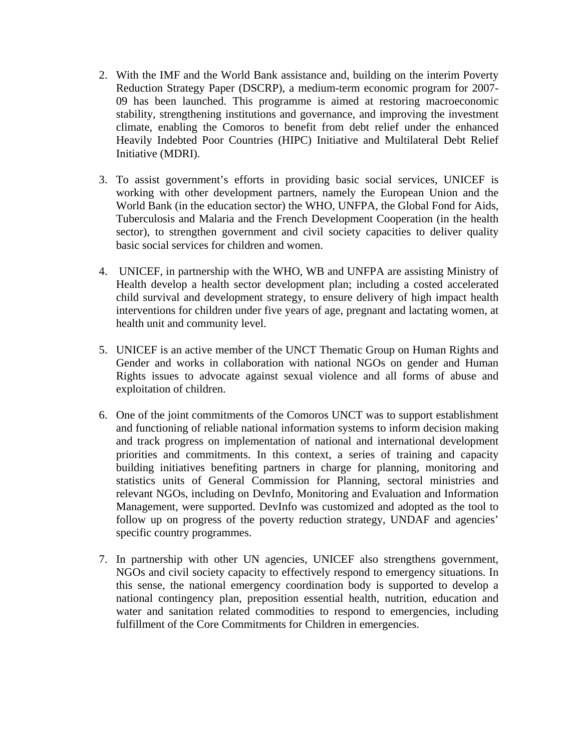2. With the IMF and the World Bank assistance and, building on the interim Poverty Reduction Strategy Paper (DSCRP), a medium-term economic program for 2007-09 has been launched. This programme is aimed at restoring macroeconomic stability, strengthening institutions and governance, and improving the investment climate, enabling the Comoros to benefit from debt relief under the enhanced Heavily Indebted Poor Countries (HIPC) Initiative and Multilateral Debt Relief Initiative (MDRI).

3. To assist government's efforts in providing basic social services, UNICEF is working with other development partners, namely the European Union and the World Bank (in the education sector) the WHO, UNFPA, the Global Fond for Aids, Tuberculosis and Malaria and the French Development Cooperation (in the health sector), to strengthen government and civil society capacities to deliver quality basic social services for children and women.

4. UNICEF, in partnership with the WHO, WB and UNFPA are assisting Ministry of Health develop a health sector development plan; including a costed accelerated child survival and development strategy, to ensure delivery of high impact health interventions for children under five years of age, pregnant and lactating women, at health unit and community level.

5. UNICEF is an active member of the UNCT Thematic Group on Human Rights and Gender and works in collaboration with national NGOs on gender and Human Rights issues to advocate against sexual violence and all forms of abuse and exploitation of children.

6. One of the joint commitments of the Comoros UNCT was to support establishment and functioning of reliable national information systems to inform decision making and track progress on implementation of national and international development priorities and commitments. In this context, a series of training and capacity building initiatives benefiting partners in charge for planning, monitoring and statistics units of General Commission for Planning, sectoral ministries and relevant NGOs, including on DevInfo, Monitoring and Evaluation and Information Management, were supported. DevInfo was customized and adopted as the tool to follow up on progress of the poverty reduction strategy, UNDAF and agencies' specific country programmes.

7. In partnership with other UN agencies, UNICEF also strengthens government, NGOs and civil society capacity to effectively respond to emergency situations. In this sense, the national emergency coordination body is supported to develop a national contingency plan, preposition essential health, nutrition, education and water and sanitation related commodities to respond to emergencies, including fulfillment of the Core Commitments for Children in emergencies.